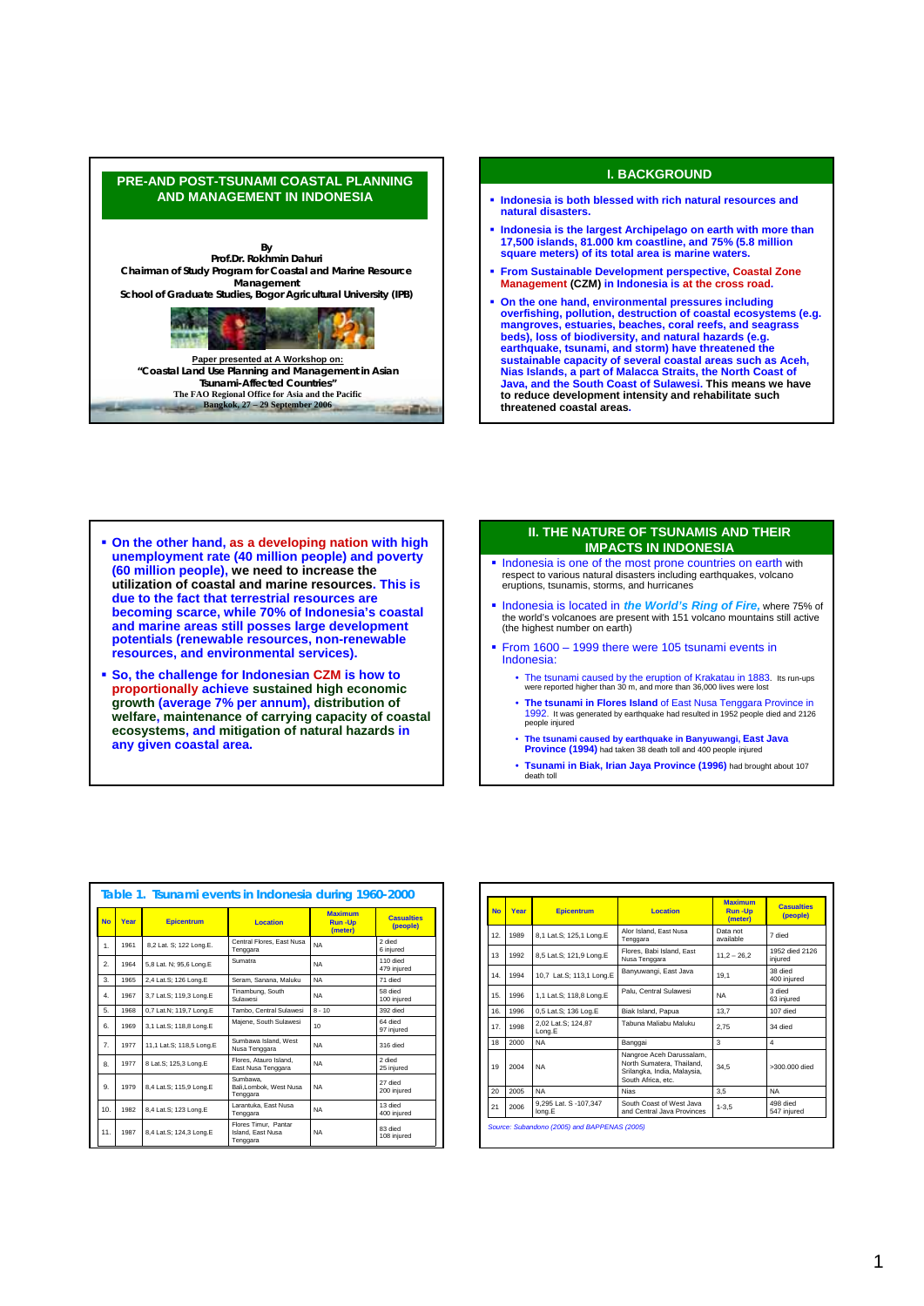# PRE-AND POST-TSUNAMI COASTAL PLANNING AND MANAGEMENT IN INDONESIA

By
**Prof.Dr. Rokhmin Dahuri**
Chairman of Study Program for Coastal and Marine Resource Management
School of Graduate Studies, Bogor Agricultural University (IPB)

Paper presented at A Workshop on:
**"Coastal Land Use Planning and Management in Asian Tsunami-Affected Countries"**
The FAO Regional Office for Asia and the Pacific
Bangkok, 27 – 29 September 2006

## I. BACKGROUND

- **Indonesia is both blessed with rich natural resources and natural disasters.**
- **Indonesia is the largest Archipelago on earth with more than 17,500 islands, 81.000 km coastline, and 75% (5.8 million square meters) of its total area is marine waters.**
- **From Sustainable Development perspective, Coastal Zone Management (CZM) in Indonesia is at the cross road.**
- **On the one hand, environmental pressures including overfishing, pollution, destruction of coastal ecosystems (e.g. mangroves, estuaries, beaches, coral reefs, and seagrass beds), loss of biodiversity, and natural hazards (e.g. earthquake, tsunami, and storm) have threatened the sustainable capacity of several coastal areas such as Aceh, Nias Islands, a part of Malacca Straits, the North Coast of Java, and the South Coast of Sulawesi. This means we have to reduce development intensity and rehabilitate such threatened coastal areas.**

- **On the other hand, as a developing nation with high unemployment rate (40 million people) and poverty (60 million people), we need to increase the utilization of coastal and marine resources. This is due to the fact that terrestrial resources are becoming scarce, while 70% of Indonesia's coastal and marine areas still posses large development potentials (renewable resources, non-renewable resources, and environmental services).**
- **So, the challenge for Indonesian CZM is how to proportionally achieve sustained high economic growth (average 7% per annum), distribution of welfare, maintenance of carrying capacity of coastal ecosystems, and mitigation of natural hazards in any given coastal area.**

## II. THE NATURE OF TSUNAMIS AND THEIR IMPACTS IN INDONESIA

- Indonesia is one of the most prone countries on earth with respect to various natural disasters including earthquakes, volcano eruptions, tsunamis, storms, and hurricanes
- Indonesia is located in ***the World's Ring of Fire,*** where 75% of the world's volcanoes are present with 151 volcano mountains still active (the highest number on earth)
- From 1600 – 1999 there were 105 tsunami events in Indonesia:
  - The tsunami caused by the eruption of Krakatau in 1883. Its run-ups were reported higher than 30 m, and more than 36,000 lives were lost
  - **The tsunami in Flores Island** of East Nusa Tenggara Province in 1992. It was generated by earthquake had resulted in 1952 people died and 2126 people injured
  - **The tsunami caused by earthquake in Banyuwangi, East Java Province (1994)** had taken 38 death toll and 400 people injured
  - **Tsunami in Biak, Irian Jaya Province (1996)** had brought about 107 death toll

**Table 1. Tsunami events in Indonesia during 1960-2000**

| No | Year | Epicentrum | Location | Maximum Run -Up (meter) | Casualties (people) |
|---|---|---|---|---|---|
| 1. | 1961 | 8,2 Lat. S; 122 Long.E. | Central Flores, East Nusa Tenggara | NA | 2 died 6 injured |
| 2. | 1964 | 5,8 Lat. N; 95,6 Long.E | Sumatra | NA | 110 died 479 injured |
| 3. | 1965 | 2,4 Lat.S; 126 Long.E | Seram, Sanana, Maluku | NA | 71 died |
| 4. | 1967 | 3,7 Lat.S; 119,3 Long.E | Tinambung, South Sulawesi | NA | 58 died 100 injured |
| 5. | 1968 | 0,7 Lat.N; 119,7 Long.E | Tambo, Central Sulawesi | 8 - 10 | 392 died |
| 6. | 1969 | 3,1 Lat.S; 118,8 Long.E | Majene, South Sulawesi | 10 | 64 died 97 injured |
| 7. | 1977 | 11,1 Lat.S; 118,5 Long.E | Sumbawa Island, West Nusa Tenggara | NA | 316 died |
| 8. | 1977 | 8 Lat.S; 125,3 Long.E | Flores, Atauro Island, East Nusa Tenggara | NA | 2 died 25 injured |
| 9. | 1979 | 8,4 Lat.S; 115,9 Long.E | Sumbawa, Bali,Lombok, West Nusa Tenggara | NA | 27 died 200 injured |
| 10. | 1982 | 8,4 Lat.S; 123 Long.E | Larantuka, East Nusa Tenggara | NA | 13 died 400 injured |
| 11. | 1987 | 8,4 Lat.S; 124,3 Long.E | Flores Timur, Pantar Island, East Nusa Tenggara | NA | 83 died 108 injured |
| 12. | 1989 | 8,1 Lat.S; 125,1 Long.E | Alor Island, East Nusa Tenggara | Data not available | 7 died |
| 13 | 1992 | 8,5 Lat.S; 121,9 Long.E | Flores, Babi Island, East Nusa Tenggara | 11,2 – 26,2 | 1952 died 2126 injured |
| 14. | 1994 | 10,7 Lat.S; 113,1 Long.E | Banyuwangi, East Java | 19,1 | 38 died 400 injured |
| 15. | 1996 | 1,1 Lat.S; 118,8 Long.E | Palu, Central Sulawesi | NA | 3 died 63 injured |
| 16. | 1996 | 0,5 Lat.S; 136 Log.E | Biak Island, Papua | 13,7 | 107 died |
| 17. | 1998 | 2,02 Lat.S; 124,87 Long.E | Tabuna Maliabu Maluku | 2,75 | 34 died |
| 18 | 2000 | NA | Banggai | 3 | 4 |
| 19 | 2004 | NA | Nangroe Aceh Darussalam, North Sumatera, Thailand, Srilangka, India, Malaysia, South Africa, etc. | 34,5 | >300.000 died |
| 20 | 2005 | NA | Nias | 3,5 | NA |
| 21 | 2006 | 9,295 Lat. S -107,347 long.E | South Coast of West Java and Central Java Provinces | 1-3,5 | 498 died 547 injured |

*Source: Subandono (2005) and BAPPENAS (2005)*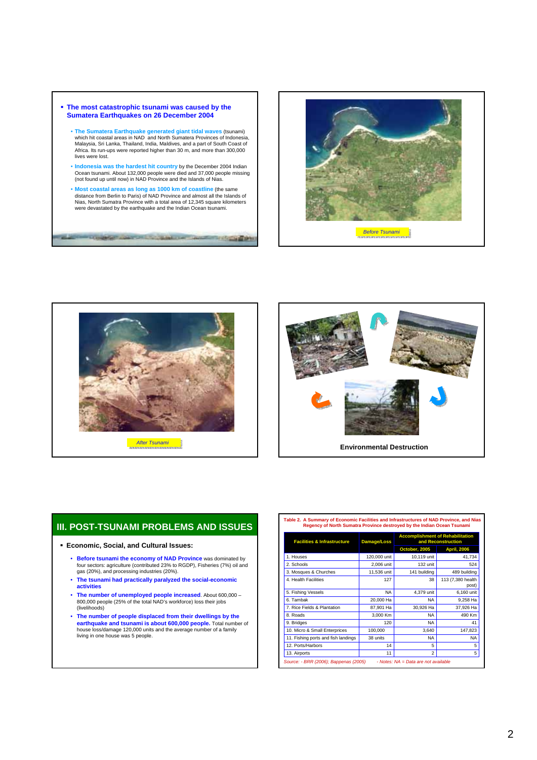- **The most catastrophic tsunami was caused by the Sumatera Earthquakes on 26 December 2004**
  - **The Sumatera Earthquake generated giant tidal waves** (tsunami) which hit coastal areas in NAD and North Sumatera Provinces of Indonesia, Malaysia, Sri Lanka, Thailand, India, Maldives, and a part of South Coast of Africa. Its run-ups were reported higher than 30 m, and more than 300,000 lives were lost.
  - **Indonesia was the hardest hit country** by the December 2004 Indian Ocean tsunami. About 132,000 people were died and 37,000 people missing (not found up until now) in NAD Province and the Islands of Nias.
  - **Most coastal areas as long as 1000 km of coastline** (the same distance from Berlin to Paris) of NAD Province and almost all the Islands of Nias, North Sumatra Province with a total area of 12,345 square kilometers were devastated by the earthquake and the Indian Ocean tsunami.

*Before Tsunami*

*After Tsunami*

**Environmental Destruction**

## III. POST-TSUNAMI PROBLEMS AND ISSUES

- **Economic, Social, and Cultural Issues:**
  - **Before tsunami the economy of NAD Province** was dominated by four sectors: agriculture (contributed 23% to RGDP), Fisheries (7%) oil and gas (20%), and processing industries (20%).
  - **The tsunami had practically paralyzed the social-economic activities**
  - **The number of unemployed people increased**. About 600,000 – 800,000 people (25% of the total NAD's workforce) loss their jobs (livelihoods)
  - **The number of people displaced from their dwellings by the earthquake and tsunami is about 600,000 people.** Total number of house loss/damage 120,000 units and the average number of a family living in one house was 5 people.

**Table 2. A Summary of Economic Facilities and Infrastructures of NAD Province, and Nias Regency of North Sumatra Province destroyed by the Indian Ocean Tsunami**

| Facilities & Infrastructure | Damage/Loss | Accomplishment of Rehabilitation and Reconstruction | |
|---|---|---|---|
| | | October, 2005 | April, 2006 |
| 1. Houses | 120,000 unit | 10,119 unit | 41,734 |
| 2. Schools | 2,006 unit | 132 unit | 524 |
| 3. Mosques & Churches | 11,536 unit | 141 building | 489 building |
| 4. Health Facilities | 127 | 38 | 113 (7,380 health post) |
| 5. Fishing Vessels | NA | 4,379 unit | 6,160 unit |
| 6. Tambak | 20,000 Ha | NA | 9,258 Ha |
| 7. Rice Fields & Plantation | 87,901 Ha | 30,926 Ha | 37,926 Ha |
| 8. Roads | 3,000 Km | NA | 490 Km |
| 9. Bridges | 120 | NA | 41 |
| 10. Micro & Small Enterprices | 100,000 | 3,640 | 147,823 |
| 11. Fishing ports and fish landings | 38 units | NA | NA |
| 12. Ports/Harbors | 14 | 5 | 5 |
| 13. Airports | 11 | 2 | 5 |

*Source: - BRR (2006); Bappenas (2005) - Notes: NA = Data are not available*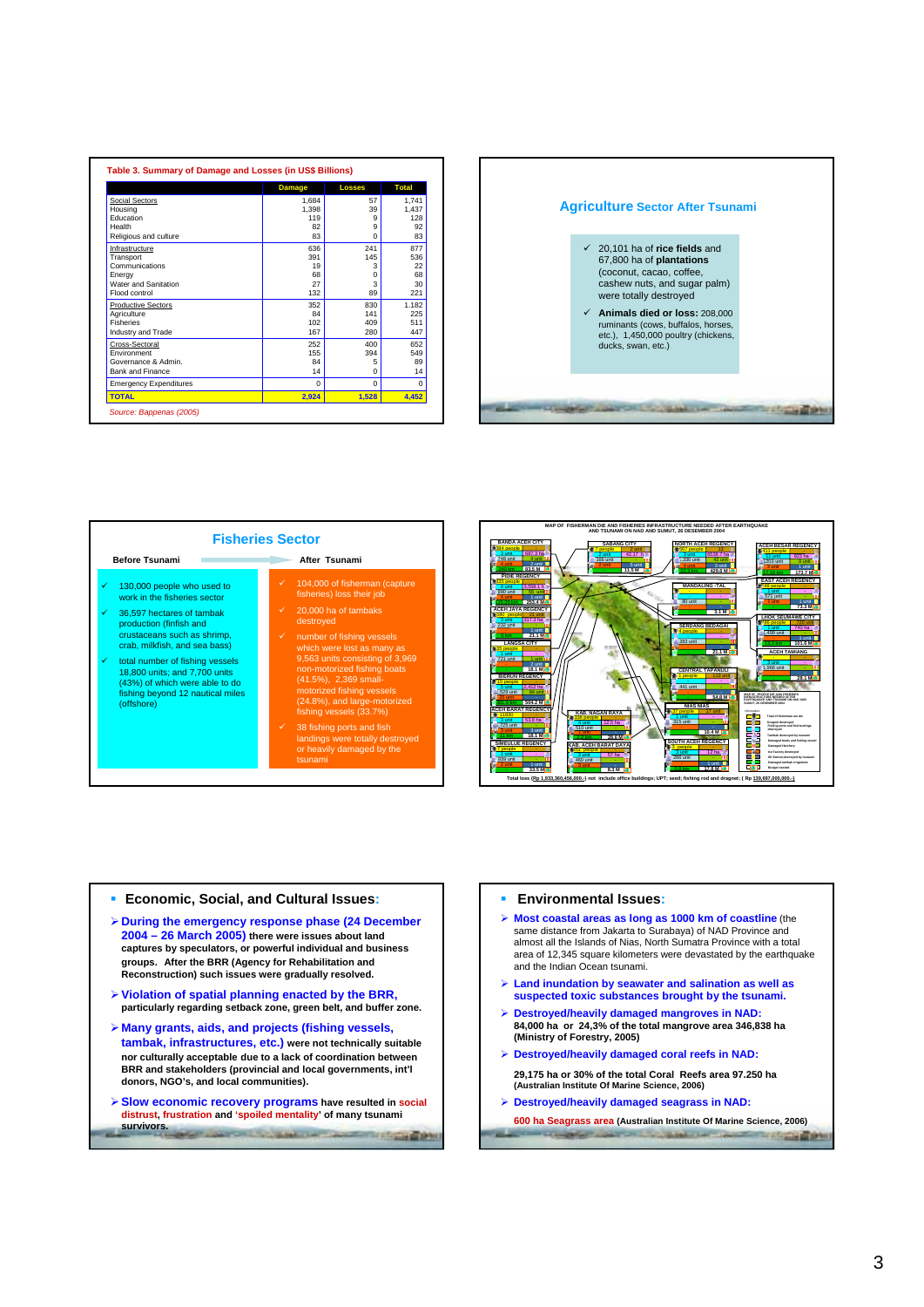**Table 3. Summary of Damage and Losses (in US$ Billions)**

| | Damage | Losses | Total |
|---|---|---|---|
| Social Sectors | 1,684 | 57 | 1,741 |
| Housing | 1,398 | 39 | 1,437 |
| Education | 119 | 9 | 128 |
| Health | 82 | 9 | 92 |
| Religious and culture | 83 | 0 | 83 |
| Infrastructure | 636 | 241 | 877 |
| Transport | 391 | 145 | 536 |
| Communications | 19 | 3 | 22 |
| Energy | 68 | 0 | 68 |
| Water and Sanitation | 27 | 3 | 30 |
| Flood control | 132 | 89 | 221 |
| Productive Sectors | 352 | 830 | 1,182 |
| Agriculture | 84 | 141 | 225 |
| Fisheries | 102 | 409 | 511 |
| Industry and Trade | 167 | 280 | 447 |
| Cross-Sectoral | 252 | 400 | 652 |
| Environment | 155 | 394 | 549 |
| Governance & Admin. | 84 | 5 | 89 |
| Bank and Finance | 14 | 0 | 14 |
| Emergency Expenditures | 0 | 0 | 0 |
| TOTAL | 2,924 | 1,528 | 4,452 |

*Source: Bappenas (2005)*

## Agriculture Sector After Tsunami

- ✓ 20,101 ha of **rice fields** and 67,800 ha of **plantations** (coconut, cacao, coffee, cashew nuts, and sugar palm) were totally destroyed
- ✓ **Animals died or loss:** 208,000 ruminants (cows, buffalos, horses, etc.), 1,450,000 poultry (chickens, ducks, swan, etc.)

## Fisheries Sector

**Before Tsunami**

- ✓ 130,000 people who used to work in the fisheries sector
- ✓ 36,597 hectares of tambak production (finfish and crustaceans such as shrimp, crab, milkfish, and sea bass)
- ✓ total number of fishing vessels 18,800 units; and 7,700 units (43%) of which were able to do fishing beyond 12 nautical miles (offshore)

**After Tsunami**

- ✓ 104,000 of fisherman (capture fisheries) loss their job
- ✓ 20,000 ha of tambaks destroyed
- ✓ number of fishing vessels which were lost as many as 9,563 units consisting of 3,969 non-motorized fishing boats (41.5%), 2,369 small-motorized fishing vessels (24.8%), and large-motorized fishing vessels (33.7%)
- ✓ 38 fishing ports and fish landings were totally destroyed or heavily damaged by the tsunami

**MAP OF FISHERMAN DIE AND FISHERIES INFRASTRUCTURE NEEDED AFTER EARTHQUAKE AND TSUNAMI ON NAD AND SUMUT, 26 DESEMBER 2004**

Total loss (Rp 1,933,360,456,000.-) not include office buildings; UPT; seed; fishing rod and dragnet; ( Rp 139,697,000,000.-)

## Economic, Social, and Cultural Issues:

- **During the emergency response phase (24 December 2004 – 26 March 2005) there were issues about land captures by speculators, or powerful individual and business groups. After the BRR (Agency for Rehabilitation and Reconstruction) such issues were gradually resolved.**
- **Violation of spatial planning enacted by the BRR, particularly regarding setback zone, green belt, and buffer zone.**
- **Many grants, aids, and projects (fishing vessels, tambak, infrastructures, etc.) were not technically suitable nor culturally acceptable due to a lack of coordination between BRR and stakeholders (provincial and local governments, int'l donors, NGO's, and local communities).**
- **Slow economic recovery programs have resulted in social distrust, frustration and 'spoiled mentality' of many tsunami survivors.**

## Environmental Issues:

- **Most coastal areas as long as 1000 km of coastline** (the same distance from Jakarta to Surabaya) of NAD Province and almost all the Islands of Nias, North Sumatra Province with a total area of 12,345 square kilometers were devastated by the earthquake and the Indian Ocean tsunami.
- **Land inundation by seawater and salination as well as suspected toxic substances brought by the tsunami.**
- **Destroyed/heavily damaged mangroves in NAD:** **84,000 ha or 24,3% of the total mangrove area 346,838 ha (Ministry of Forestry, 2005)**
- **Destroyed/heavily damaged coral reefs in NAD:** **29,175 ha or 30% of the total Coral Reefs area 97.250 ha (Australian Institute Of Marine Science, 2006)**
- **Destroyed/heavily damaged seagrass in NAD:** **600 ha Seagrass area (Australian Institute Of Marine Science, 2006)**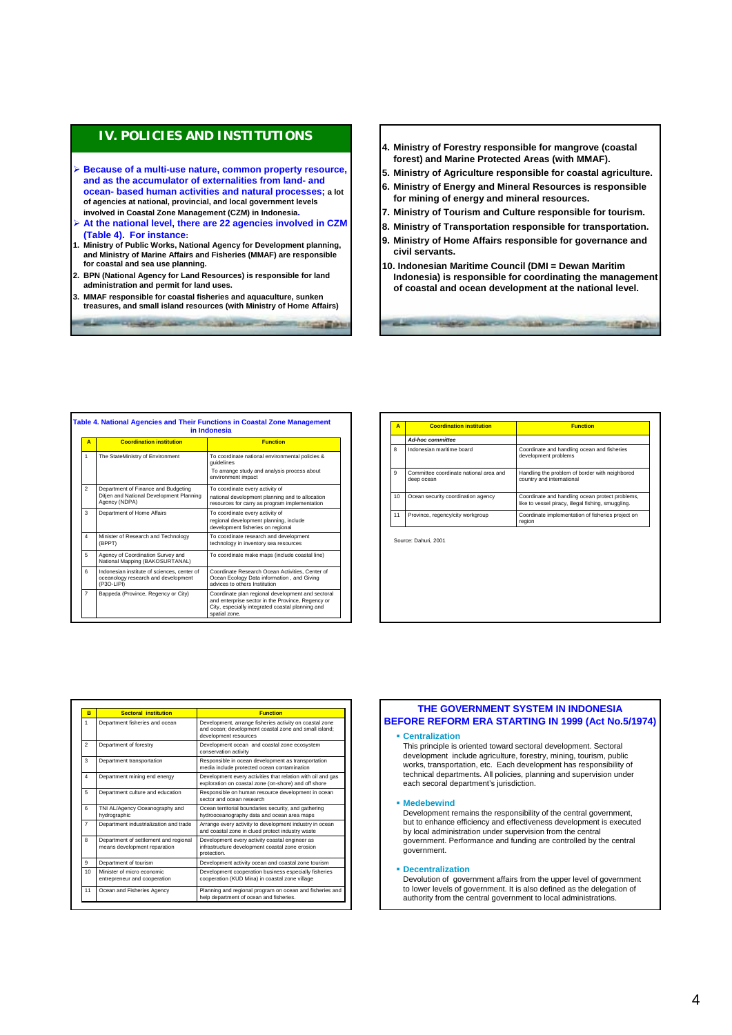# IV. POLICIES AND INSTITUTIONS

- **Because of a multi-use nature, common property resource, and as the accumulator of externalities from land- and ocean- based human activities and natural processes; a lot of agencies at national, provincial, and local government levels involved in Coastal Zone Management (CZM) in Indonesia.**
- **At the national level, there are 22 agencies involved in CZM (Table 4). For instance:**

1. **Ministry of Public Works, National Agency for Development planning, and Ministry of Marine Affairs and Fisheries (MMAF) are responsible for coastal and sea use planning.**
2. **BPN (National Agency for Land Resources) is responsible for land administration and permit for land uses.**
3. **MMAF responsible for coastal fisheries and aquaculture, sunken treasures, and small island resources (with Ministry of Home Affairs)**
4. **Ministry of Forestry responsible for mangrove (coastal forest) and Marine Protected Areas (with MMAF).**
5. **Ministry of Agriculture responsible for coastal agriculture.**
6. **Ministry of Energy and Mineral Resources is responsible for mining of energy and mineral resources.**
7. **Ministry of Tourism and Culture responsible for tourism.**
8. **Ministry of Transportation responsible for transportation.**
9. **Ministry of Home Affairs responsible for governance and civil servants.**
10. **Indonesian Maritime Council (DMI = Dewan Maritim Indonesia) is responsible for coordinating the management of coastal and ocean development at the national level.**

**Table 4. National Agencies and Their Functions in Coastal Zone Management in Indonesia**

| A | Coordination institution | Function |
|---|---|---|
| 1 | The StateMinistry of Environment | To coordinate national environmental policies & guidelines<br>To arrange study and analysis process about environment impact |
| 2 | Department of Finance and Budgeting Ditjen and National Development Planning Agency (NDPA) | To coordinate every activity of national development planning and to allocation resources for carry as program implementation |
| 3 | Department of Home Affairs | To coordinate every activity of regional development planning, include development fisheries on regional |
| 4 | Minister of Research and Technology (BPPT) | To coordinate research and development technology in inventory sea resources |
| 5 | Agency of Coordination Survey and National Mapping (BAKOSURTANAL) | To coordinate make maps (include coastal line) |
| 6 | Indonesian institute of sciences, center of oceanology research and development (P3O-LIPI) | Coordinate Research Ocean Activities, Center of Ocean Ecology Data information , and Giving advices to others Institution |
| 7 | Bappeda (Province, Regency or City) | Coordinate plan regional development and sectoral and enterprise sector in the Province, Regency or City, especially integrated coastal planning and spatial zone. |
| | ***Ad-hoc committee*** | |
| 8 | Indonesian maritime board | Coordinate and handling ocean and fisheries development problems |
| 9 | Committee coordinate national area and deep ocean | Handling the problem of border with neighbored country and international |
| 10 | Ocean security coordination agency | Coordinate and handling ocean protect problems, like to vessel piracy, illegal fishing, smuggling. |
| 11 | Province, regency/city workgroup | Coordinate implementation of fisheries project on region |

Source: Dahuri, 2001

| B | Sectoral institution | Function |
|---|---|---|
| 1 | Department fisheries and ocean | Development, arrange fisheries activity on coastal zone and ocean; development coastal zone and small island; development resources |
| 2 | Department of forestry | Development ocean and coastal zone ecosystem conservation activity |
| 3 | Department transportation | Responsible in ocean development as transportation media include protected ocean contamination |
| 4 | Department mining end energy | Development every activities that relation with oil and gas exploration on coastal zone (on-shore) and off shore |
| 5 | Department culture and education | Responsible on human resource development in ocean sector and ocean research |
| 6 | TNI AL/Agency Oceanography and hydrographic | Ocean territorial boundaries security, and gathering hydrooceanography data and ocean area maps |
| 7 | Department industrialization and trade | Arrange every activity to development industry in ocean and coastal zone in clued protect industry waste |
| 8 | Department of settlement and regional means development reparation | Development every activity coastal engineer as infrastructure development coastal zone erosion protection. |
| 9 | Department of tourism | Development activity ocean and coastal zone tourism |
| 10 | Minister of micro economic entrepreneur and cooperation | Development cooperation business especially fisheries cooperation (KUD Mina) in coastal zone village |
| 11 | Ocean and Fisheries Agency | Planning and regional program on ocean and fisheries and help department of ocean and fisheries. |

## THE GOVERNMENT SYSTEM IN INDONESIA BEFORE REFORM ERA STARTING IN 1999 (Act No.5/1974)

- **Centralization**
  This principle is oriented toward sectoral development. Sectoral development include agriculture, forestry, mining, tourism, public works, transportation, etc. Each development has responsibility of technical departments. All policies, planning and supervision under each secoral department's jurisdiction.

- **Medebewind**
  Development remains the responsibility of the central government, but to enhance efficiency and effectiveness development is executed by local administration under supervision from the central government. Performance and funding are controlled by the central government.

- **Decentralization**
  Devolution of government affairs from the upper level of government to lower levels of government. It is also defined as the delegation of authority from the central government to local administrations.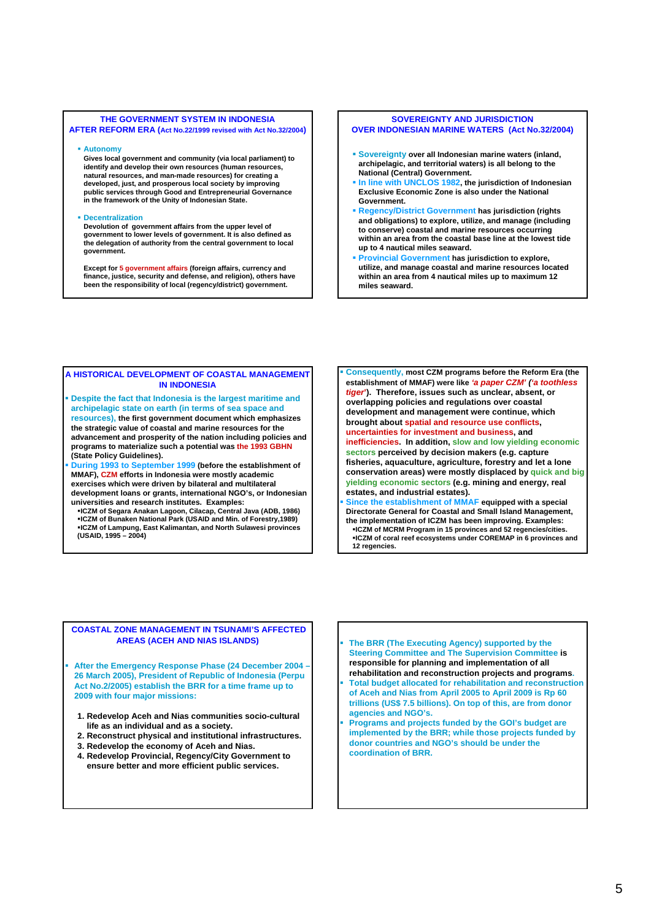## THE GOVERNMENT SYSTEM IN INDONESIA AFTER REFORM ERA (Act No.22/1999 revised with Act No.32/2004)

- **Autonomy**
  **Gives local government and community (via local parliament) to identify and develop their own resources (human resources, natural resources, and man-made resources) for creating a developed, just, and prosperous local society by improving public services through Good and Entrepreneurial Governance in the framework of the Unity of Indonesian State.**

- **Decentralization**
  **Devolution of government affairs from the upper level of government to lower levels of government. It is also defined as the delegation of authority from the central government to local government.**

  **Except for 5 government affairs (foreign affairs, currency and finance, justice, security and defense, and religion), others have been the responsibility of local (regency/district) government.**

## SOVEREIGNTY AND JURISDICTION OVER INDONESIAN MARINE WATERS (Act No.32/2004)

- **Sovereignty over all Indonesian marine waters (inland, archipelagic, and territorial waters) is all belong to the National (Central) Government.**
- **In line with UNCLOS 1982, the jurisdiction of Indonesian Exclusive Economic Zone is also under the National Government.**
- **Regency/District Government has jurisdiction (rights and obligations) to explore, utilize, and manage (including to conserve) coastal and marine resources occurring within an area from the coastal base line at the lowest tide up to 4 nautical miles seaward.**
- **Provincial Government has jurisdiction to explore, utilize, and manage coastal and marine resources located within an area from 4 nautical miles up to maximum 12 miles seaward.**

## A HISTORICAL DEVELOPMENT OF COASTAL MANAGEMENT IN INDONESIA

- **Despite the fact that Indonesia is the largest maritime and archipelagic state on earth (in terms of sea space and resources), the first government document which emphasizes the strategic value of coastal and marine resources for the advancement and prosperity of the nation including policies and programs to materialize such a potential was the 1993 GBHN (State Policy Guidelines).**
- **During 1993 to September 1999 (before the establishment of MMAF), CZM efforts in Indonesia were mostly academic exercises which were driven by bilateral and multilateral development loans or grants, international NGO's, or Indonesian universities and research institutes. Examples:**
  - **ICZM of Segara Anakan Lagoon, Cilacap, Central Java (ADB, 1986)**
  - **ICZM of Bunaken National Park (USAID and Min. of Forestry,1989)**
  - **ICZM of Lampung, East Kalimantan, and North Sulawesi provinces (USAID, 1995 – 2004)**

- **Consequently, most CZM programs before the Reform Era (the establishment of MMAF) were like *'a paper CZM'* (*'a toothless tiger'*). Therefore, issues such as unclear, absent, or overlapping policies and regulations over coastal development and management were continue, which brought about spatial and resource use conflicts, uncertainties for investment and business, and inefficiencies. In addition, slow and low yielding economic sectors perceived by decision makers (e.g. capture fisheries, aquaculture, agriculture, forestry and let a lone conservation areas) were mostly displaced by quick and big yielding economic sectors (e.g. mining and energy, real estates, and industrial estates).**
- **Since the establishment of MMAF equipped with a special Directorate General for Coastal and Small Island Management, the implementation of ICZM has been improving. Examples:**
  - **ICZM of MCRM Program in 15 provinces and 52 regencies/cities.**
  - **ICZM of coral reef ecosystems under COREMAP in 6 provinces and 12 regencies.**

## COASTAL ZONE MANAGEMENT IN TSUNAMI'S AFFECTED AREAS (ACEH AND NIAS ISLANDS)

- **After the Emergency Response Phase (24 December 2004 – 26 March 2005), President of Republic of Indonesia (Perpu Act No.2/2005) establish the BRR for a time frame up to 2009 with four major missions:**

1. **Redevelop Aceh and Nias communities socio-cultural life as an individual and as a society.**
2. **Reconstruct physical and institutional infrastructures.**
3. **Redevelop the economy of Aceh and Nias.**
4. **Redevelop Provincial, Regency/City Government to ensure better and more efficient public services.**

- **The BRR (The Executing Agency) supported by the Steering Committee and The Supervision Committee is responsible for planning and implementation of all rehabilitation and reconstruction projects and programs.**
- **Total budget allocated for rehabilitation and reconstruction of Aceh and Nias from April 2005 to April 2009 is Rp 60 trillions (US$ 7.5 billions). On top of this, are from donor agencies and NGO's.**
- **Programs and projects funded by the GOI's budget are implemented by the BRR; while those projects funded by donor countries and NGO's should be under the coordination of BRR.**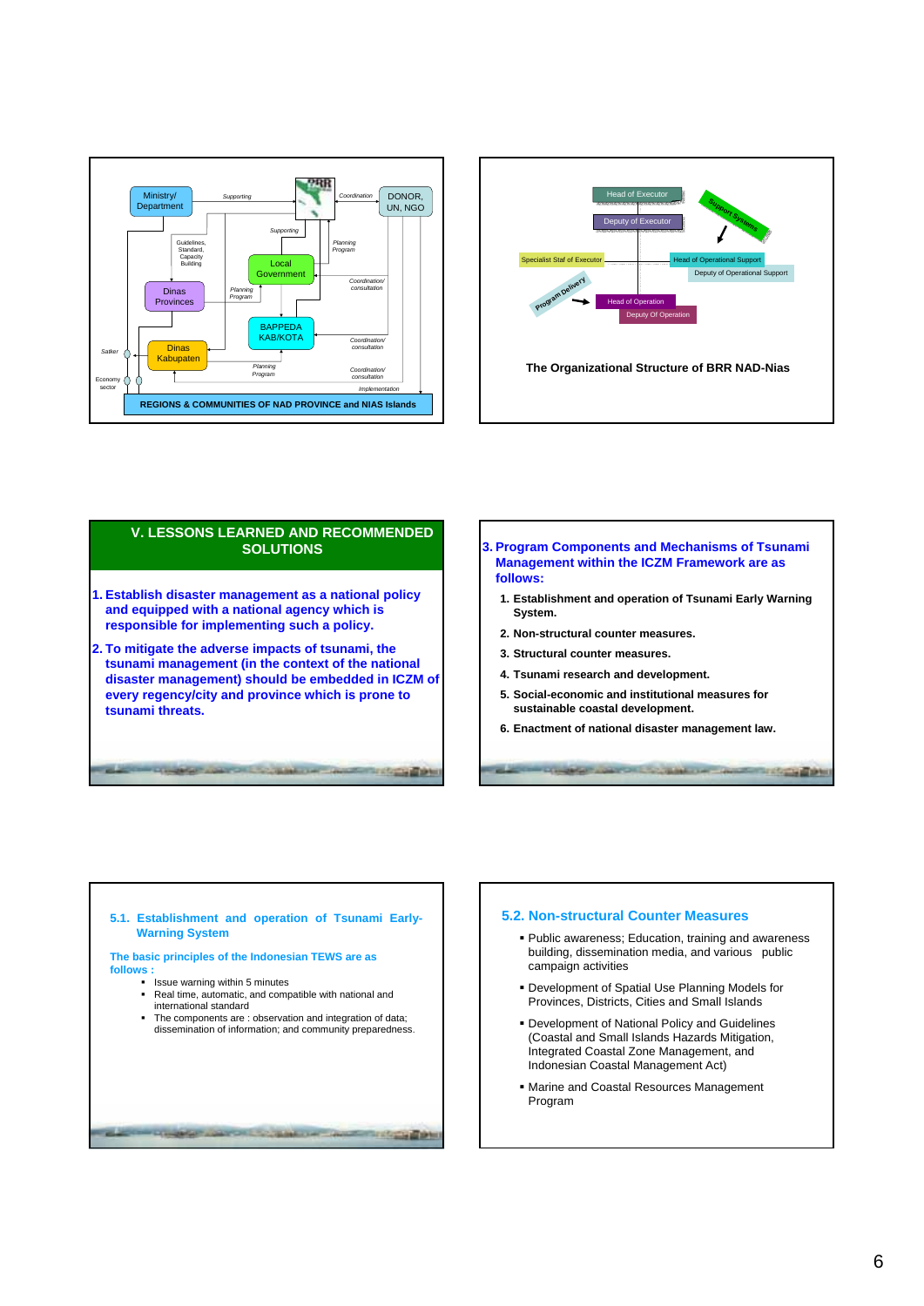Ministry/ Department — Supporting — BRR — Coordination — DONOR, UN, NGO

Guidelines, Standard, Capacity Building — Supporting — Planning Program

Local Government — Coordination/ consultation

Dinas Provinces — Planning Program

BAPPEDA KAB/KOTA — Coordination/ consultation

Satker — Dinas Kabupaten — Planning Program — Coordination/ consultation

Economy sector — Implementation

REGIONS & COMMUNITIES OF NAD PROVINCE and NIAS Islands

Head of Executor

Deputy of Executor

Support Systems

Specialist Staf of Executor — Head of Operational Support — Deputy of Operational Support

Program Delivery — Head of Operation — Deputy Of Operation

**The Organizational Structure of BRR NAD-Nias**

## V. LESSONS LEARNED AND RECOMMENDED SOLUTIONS

1. **Establish disaster management as a national policy and equipped with a national agency which is responsible for implementing such a policy.**
2. **To mitigate the adverse impacts of tsunami, the tsunami management (in the context of the national disaster management) should be embedded in ICZM of every regency/city and province which is prone to tsunami threats.**

**3. Program Components and Mechanisms of Tsunami Management within the ICZM Framework are as follows:**

1. **Establishment and operation of Tsunami Early Warning System.**
2. **Non-structural counter measures.**
3. **Structural counter measures.**
4. **Tsunami research and development.**
5. **Social-economic and institutional measures for sustainable coastal development.**
6. **Enactment of national disaster management law.**

### 5.1. Establishment and operation of Tsunami Early-Warning System

**The basic principles of the Indonesian TEWS are as follows :**

- Issue warning within 5 minutes
- Real time, automatic, and compatible with national and international standard
- The components are : observation and integration of data; dissemination of information; and community preparedness.

### 5.2. Non-structural Counter Measures

- Public awareness; Education, training and awareness building, dissemination media, and various public campaign activities
- Development of Spatial Use Planning Models for Provinces, Districts, Cities and Small Islands
- Development of National Policy and Guidelines (Coastal and Small Islands Hazards Mitigation, Integrated Coastal Zone Management, and Indonesian Coastal Management Act)
- Marine and Coastal Resources Management Program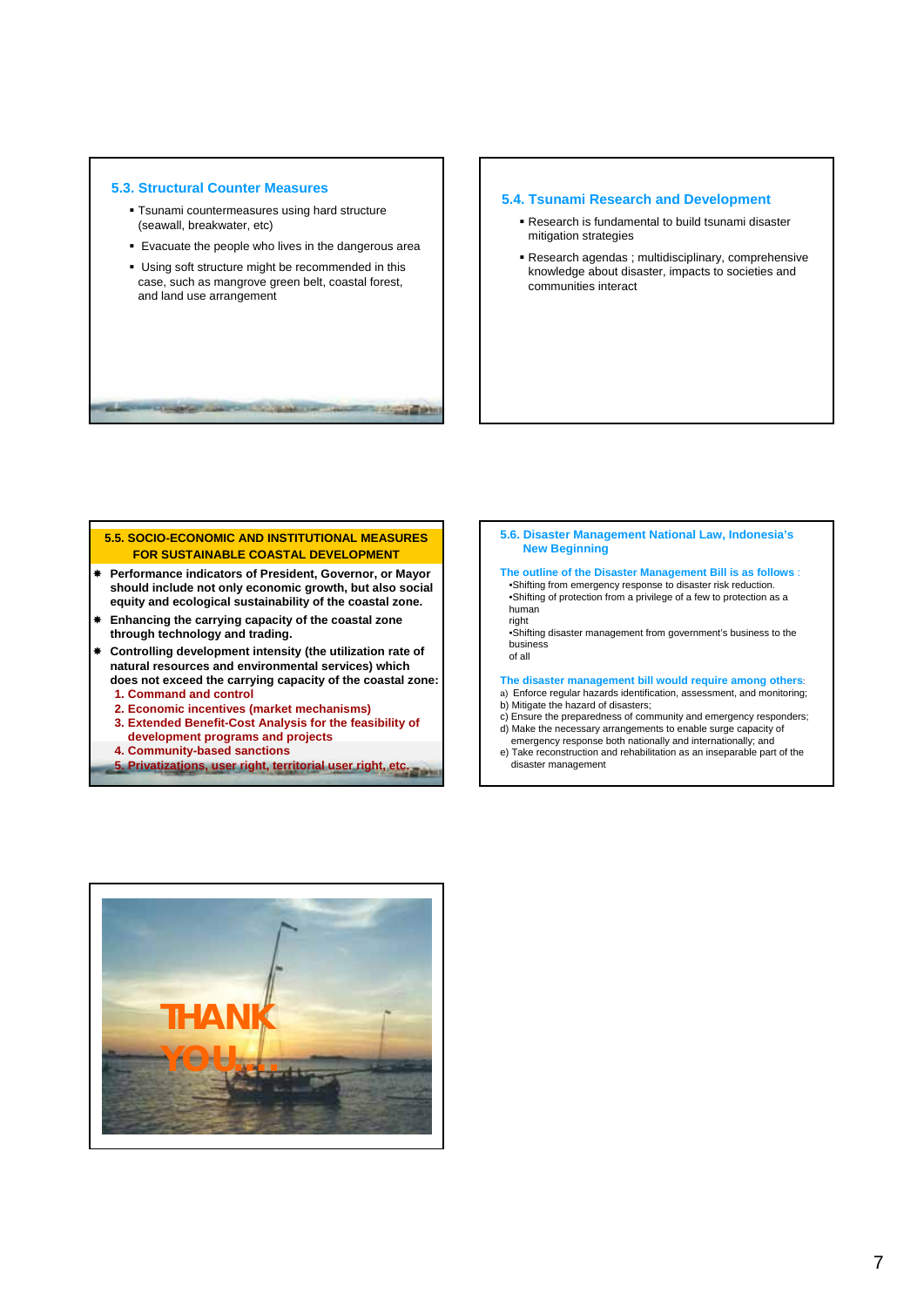## 5.3. Structural Counter Measures

- Tsunami countermeasures using hard structure (seawall, breakwater, etc)
- Evacuate the people who lives in the dangerous area
- Using soft structure might be recommended in this case, such as mangrove green belt, coastal forest, and land use arrangement

## 5.4. Tsunami Research and Development

- Research is fundamental to build tsunami disaster mitigation strategies
- Research agendas ; multidisciplinary, comprehensive knowledge about disaster, impacts to societies and communities interact

## 5.5. SOCIO-ECONOMIC AND INSTITUTIONAL MEASURES FOR SUSTAINABLE COASTAL DEVELOPMENT

- **Performance indicators of President, Governor, or Mayor should include not only economic growth, but also social equity and ecological sustainability of the coastal zone.**
- **Enhancing the carrying capacity of the coastal zone through technology and trading.**
- **Controlling development intensity (the utilization rate of natural resources and environmental services) which does not exceed the carrying capacity of the coastal zone:**
  1. **Command and control**
  2. **Economic incentives (market mechanisms)**
  3. **Extended Benefit-Cost Analysis for the feasibility of development programs and projects**
  4. **Community-based sanctions**
  5. **Privatizations, user right, territorial user right, etc.**

## 5.6. Disaster Management National Law, Indonesia's New Beginning

**The outline of the Disaster Management Bill is as follows** :

- •Shifting from emergency response to disaster risk reduction.
- •Shifting of protection from a privilege of a few to protection as a human right
- •Shifting disaster management from government's business to the business of all

**The disaster management bill would require among others**:

a) Enforce regular hazards identification, assessment, and monitoring;
b) Mitigate the hazard of disasters;
c) Ensure the preparedness of community and emergency responders;
d) Make the necessary arrangements to enable surge capacity of emergency response both nationally and internationally; and
e) Take reconstruction and rehabilitation as an inseparable part of the disaster management

THANK YOU....